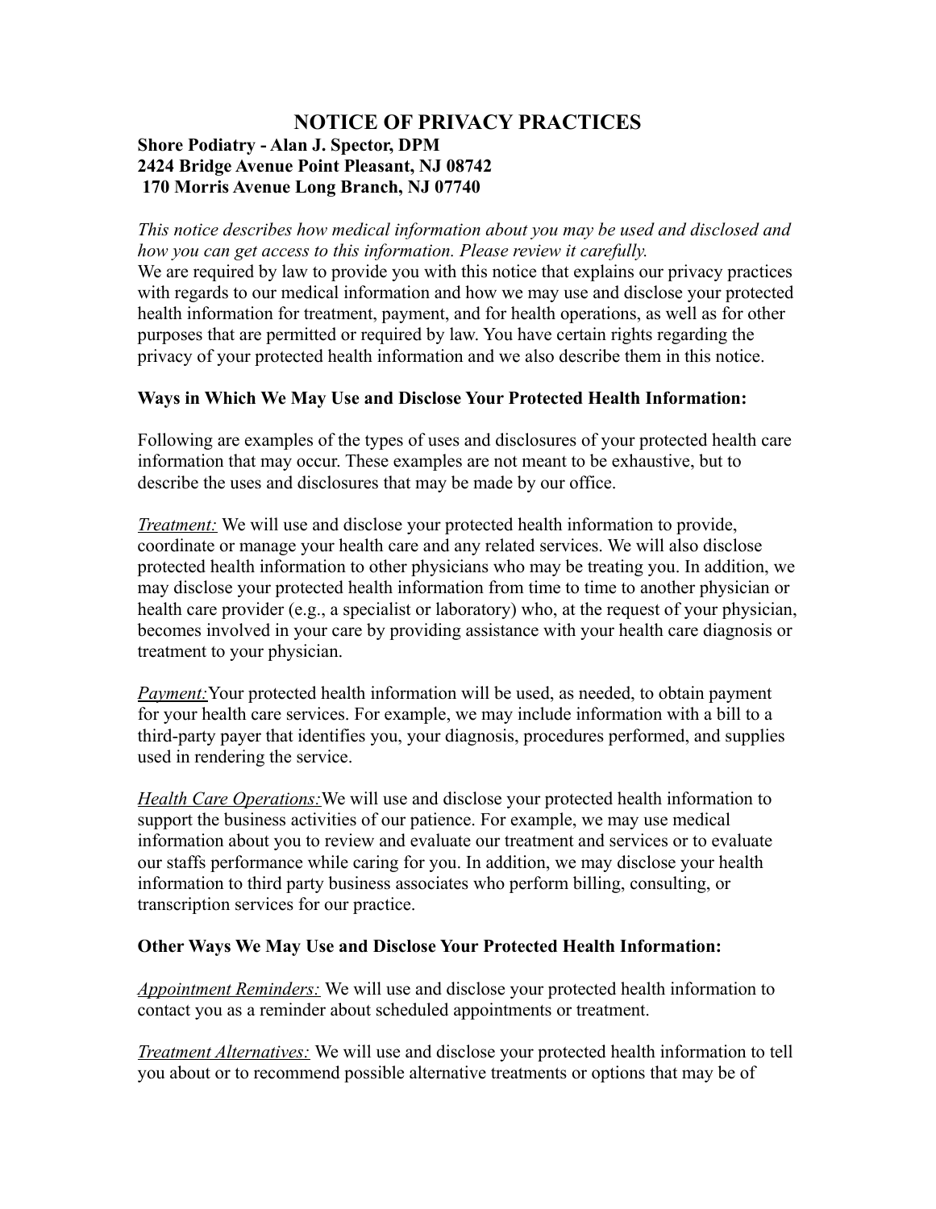# NOTICE OF PRIVACY PRACTICES

**Shore Podiatry - Alan J. Spector, DPM**
**2424 Bridge Avenue Point Pleasant, NJ 08742**
**170 Morris Avenue Long Branch, NJ 07740**

*This notice describes how medical information about you may be used and disclosed and how you can get access to this information. Please review it carefully.*

We are required by law to provide you with this notice that explains our privacy practices with regards to our medical information and how we may use and disclose your protected health information for treatment, payment, and for health operations, as well as for other purposes that are permitted or required by law. You have certain rights regarding the privacy of your protected health information and we also describe them in this notice.

**Ways in Which We May Use and Disclose Your Protected Health Information:**

Following are examples of the types of uses and disclosures of your protected health care information that may occur. These examples are not meant to be exhaustive, but to describe the uses and disclosures that may be made by our office.

*Treatment:* We will use and disclose your protected health information to provide, coordinate or manage your health care and any related services. We will also disclose protected health information to other physicians who may be treating you. In addition, we may disclose your protected health information from time to time to another physician or health care provider (e.g., a specialist or laboratory) who, at the request of your physician, becomes involved in your care by providing assistance with your health care diagnosis or treatment to your physician.

*Payment:*Your protected health information will be used, as needed, to obtain payment for your health care services. For example, we may include information with a bill to a third-party payer that identifies you, your diagnosis, procedures performed, and supplies used in rendering the service.

*Health Care Operations:*We will use and disclose your protected health information to support the business activities of our patience. For example, we may use medical information about you to review and evaluate our treatment and services or to evaluate our staffs performance while caring for you. In addition, we may disclose your health information to third party business associates who perform billing, consulting, or transcription services for our practice.

**Other Ways We May Use and Disclose Your Protected Health Information:**

*Appointment Reminders:* We will use and disclose your protected health information to contact you as a reminder about scheduled appointments or treatment.

*Treatment Alternatives:* We will use and disclose your protected health information to tell you about or to recommend possible alternative treatments or options that may be of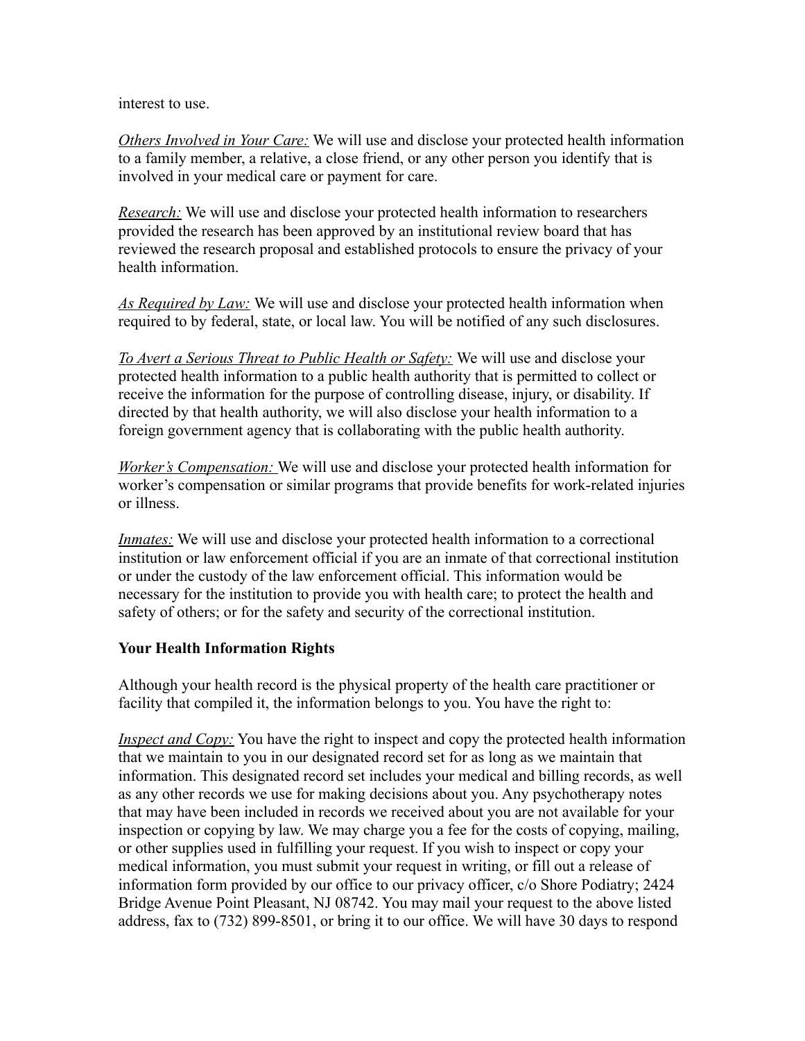interest to use.

*Others Involved in Your Care:* We will use and disclose your protected health information to a family member, a relative, a close friend, or any other person you identify that is involved in your medical care or payment for care.

*Research:* We will use and disclose your protected health information to researchers provided the research has been approved by an institutional review board that has reviewed the research proposal and established protocols to ensure the privacy of your health information.

*As Required by Law:* We will use and disclose your protected health information when required to by federal, state, or local law. You will be notified of any such disclosures.

*To Avert a Serious Threat to Public Health or Safety:* We will use and disclose your protected health information to a public health authority that is permitted to collect or receive the information for the purpose of controlling disease, injury, or disability. If directed by that health authority, we will also disclose your health information to a foreign government agency that is collaborating with the public health authority.

*Worker's Compensation:* We will use and disclose your protected health information for worker's compensation or similar programs that provide benefits for work-related injuries or illness.

*Inmates:* We will use and disclose your protected health information to a correctional institution or law enforcement official if you are an inmate of that correctional institution or under the custody of the law enforcement official. This information would be necessary for the institution to provide you with health care; to protect the health and safety of others; or for the safety and security of the correctional institution.

**Your Health Information Rights**

Although your health record is the physical property of the health care practitioner or facility that compiled it, the information belongs to you. You have the right to:

*Inspect and Copy:* You have the right to inspect and copy the protected health information that we maintain to you in our designated record set for as long as we maintain that information. This designated record set includes your medical and billing records, as well as any other records we use for making decisions about you. Any psychotherapy notes that may have been included in records we received about you are not available for your inspection or copying by law. We may charge you a fee for the costs of copying, mailing, or other supplies used in fulfilling your request. If you wish to inspect or copy your medical information, you must submit your request in writing, or fill out a release of information form provided by our office to our privacy officer, c/o Shore Podiatry; 2424 Bridge Avenue Point Pleasant, NJ 08742. You may mail your request to the above listed address, fax to (732) 899-8501, or bring it to our office. We will have 30 days to respond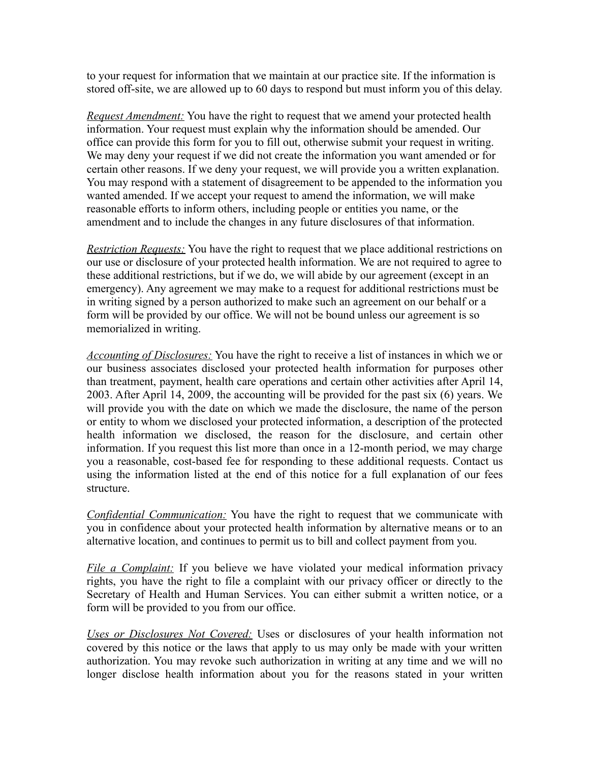to your request for information that we maintain at our practice site. If the information is stored off-site, we are allowed up to 60 days to respond but must inform you of this delay.

*Request Amendment:* You have the right to request that we amend your protected health information. Your request must explain why the information should be amended. Our office can provide this form for you to fill out, otherwise submit your request in writing. We may deny your request if we did not create the information you want amended or for certain other reasons. If we deny your request, we will provide you a written explanation. You may respond with a statement of disagreement to be appended to the information you wanted amended. If we accept your request to amend the information, we will make reasonable efforts to inform others, including people or entities you name, or the amendment and to include the changes in any future disclosures of that information.

*Restriction Requests:* You have the right to request that we place additional restrictions on our use or disclosure of your protected health information. We are not required to agree to these additional restrictions, but if we do, we will abide by our agreement (except in an emergency). Any agreement we may make to a request for additional restrictions must be in writing signed by a person authorized to make such an agreement on our behalf or a form will be provided by our office. We will not be bound unless our agreement is so memorialized in writing.

*Accounting of Disclosures:* You have the right to receive a list of instances in which we or our business associates disclosed your protected health information for purposes other than treatment, payment, health care operations and certain other activities after April 14, 2003. After April 14, 2009, the accounting will be provided for the past six (6) years. We will provide you with the date on which we made the disclosure, the name of the person or entity to whom we disclosed your protected information, a description of the protected health information we disclosed, the reason for the disclosure, and certain other information. If you request this list more than once in a 12-month period, we may charge you a reasonable, cost-based fee for responding to these additional requests. Contact us using the information listed at the end of this notice for a full explanation of our fees structure.

*Confidential Communication:* You have the right to request that we communicate with you in confidence about your protected health information by alternative means or to an alternative location, and continues to permit us to bill and collect payment from you.

*File a Complaint:* If you believe we have violated your medical information privacy rights, you have the right to file a complaint with our privacy officer or directly to the Secretary of Health and Human Services. You can either submit a written notice, or a form will be provided to you from our office.

*Uses or Disclosures Not Covered:* Uses or disclosures of your health information not covered by this notice or the laws that apply to us may only be made with your written authorization. You may revoke such authorization in writing at any time and we will no longer disclose health information about you for the reasons stated in your written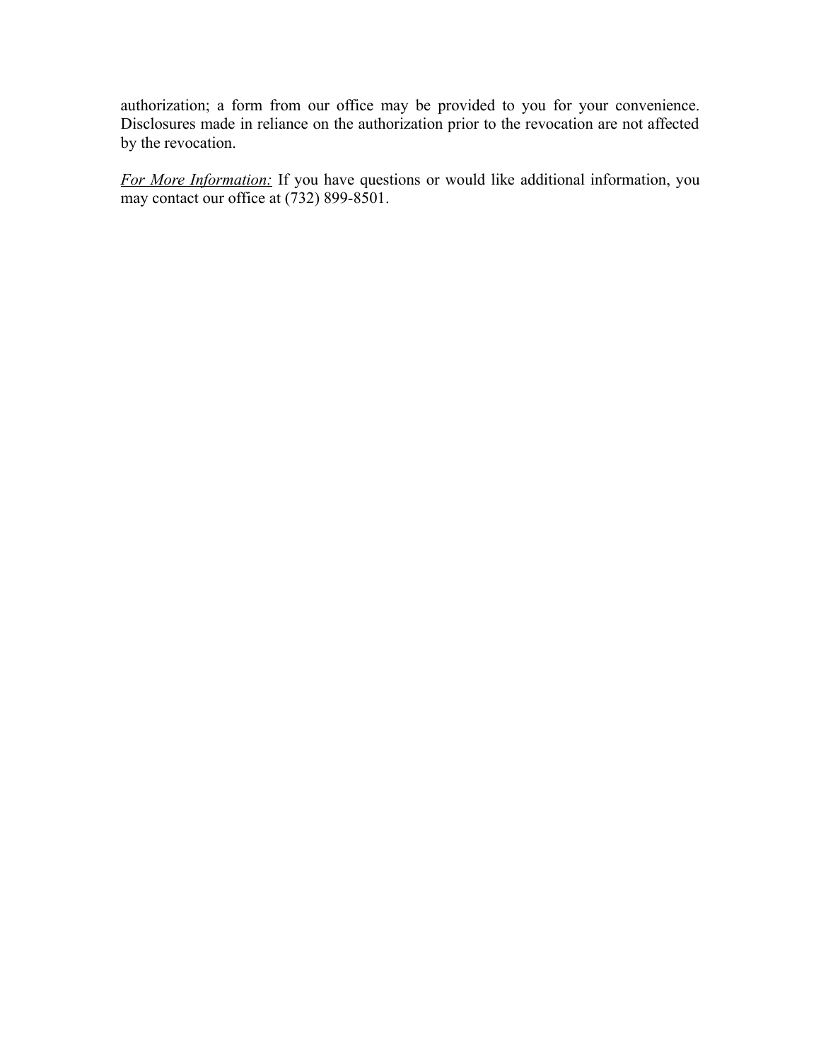authorization; a form from our office may be provided to you for your convenience. Disclosures made in reliance on the authorization prior to the revocation are not affected by the revocation.

*For More Information:* If you have questions or would like additional information, you may contact our office at (732) 899-8501.